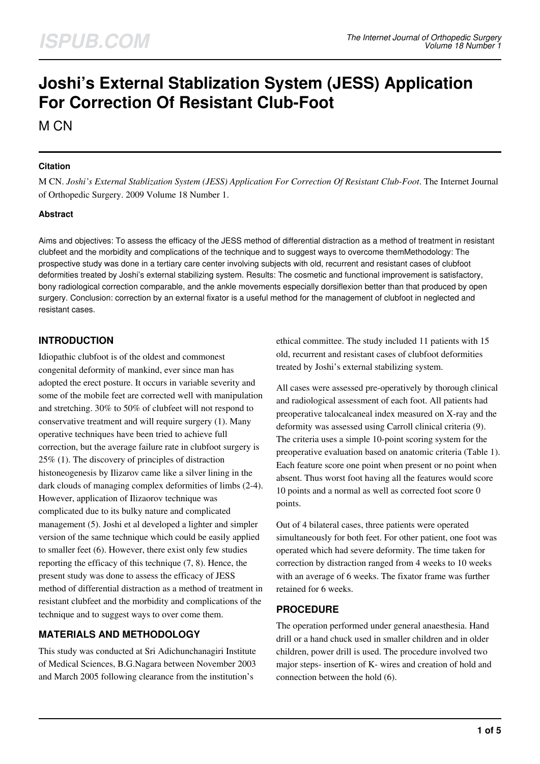# Joshi's External Stablization System (JESS) Application For Correction Of Resistant Club-Foot

M CN

## Citation

M CN. *Joshi's External Stablization System (JESS) Application For Correction Of Resistant Club-Foot*. The Internet Journal of Orthopedic Surgery. 2009 Volume 18 Number 1.

## Abstract

Aims and objectives: To assess the efficacy of the JESS method of differential distraction as a method of treatment in resistant clubfeet and the morbidity and complications of the technique and to suggest ways to overcome themMethodology: The prospective study was done in a tertiary care center involving subjects with old, recurrent and resistant cases of clubfoot deformities treated by Joshi's external stabilizing system. Results: The cosmetic and functional improvement is satisfactory, bony radiological correction comparable, and the ankle movements especially dorsiflexion better than that produced by open surgery. Conclusion: correction by an external fixator is a useful method for the management of clubfoot in neglected and resistant cases.

## INTRODUCTION

Idiopathic clubfoot is of the oldest and commonest congenital deformity of mankind, ever since man has adopted the erect posture. It occurs in variable severity and some of the mobile feet are corrected well with manipulation and stretching. 30% to 50% of clubfeet will not respond to conservative treatment and will require surgery (1). Many operative techniques have been tried to achieve full correction, but the average failure rate in clubfoot surgery is 25% (1). The discovery of principles of distraction histoneogenesis by Ilizarov came like a silver lining in the dark clouds of managing complex deformities of limbs (2-4). However, application of Ilizaorov technique was complicated due to its bulky nature and complicated management (5). Joshi et al developed a lighter and simpler version of the same technique which could be easily applied to smaller feet (6). However, there exist only few studies reporting the efficacy of this technique (7, 8). Hence, the present study was done to assess the efficacy of JESS method of differential distraction as a method of treatment in resistant clubfeet and the morbidity and complications of the technique and to suggest ways to over come them.

## MATERIALS AND METHODOLOGY

This study was conducted at Sri Adichunchanagiri Institute of Medical Sciences, B.G.Nagara between November 2003 and March 2005 following clearance from the institution's ethical committee. The study included 11 patients with 15 old, recurrent and resistant cases of clubfoot deformities treated by Joshi's external stabilizing system.

All cases were assessed pre-operatively by thorough clinical and radiological assessment of each foot. All patients had preoperative talocalcaneal index measured on X-ray and the deformity was assessed using Carroll clinical criteria (9). The criteria uses a simple 10-point scoring system for the preoperative evaluation based on anatomic criteria (Table 1). Each feature score one point when present or no point when absent. Thus worst foot having all the features would score 10 points and a normal as well as corrected foot score 0 points.

Out of 4 bilateral cases, three patients were operated simultaneously for both feet. For other patient, one foot was operated which had severe deformity. The time taken for correction by distraction ranged from 4 weeks to 10 weeks with an average of 6 weeks. The fixator frame was further retained for 6 weeks.

## PROCEDURE

The operation performed under general anaesthesia. Hand drill or a hand chuck used in smaller children and in older children, power drill is used. The procedure involved two major steps- insertion of K- wires and creation of hold and connection between the hold (6).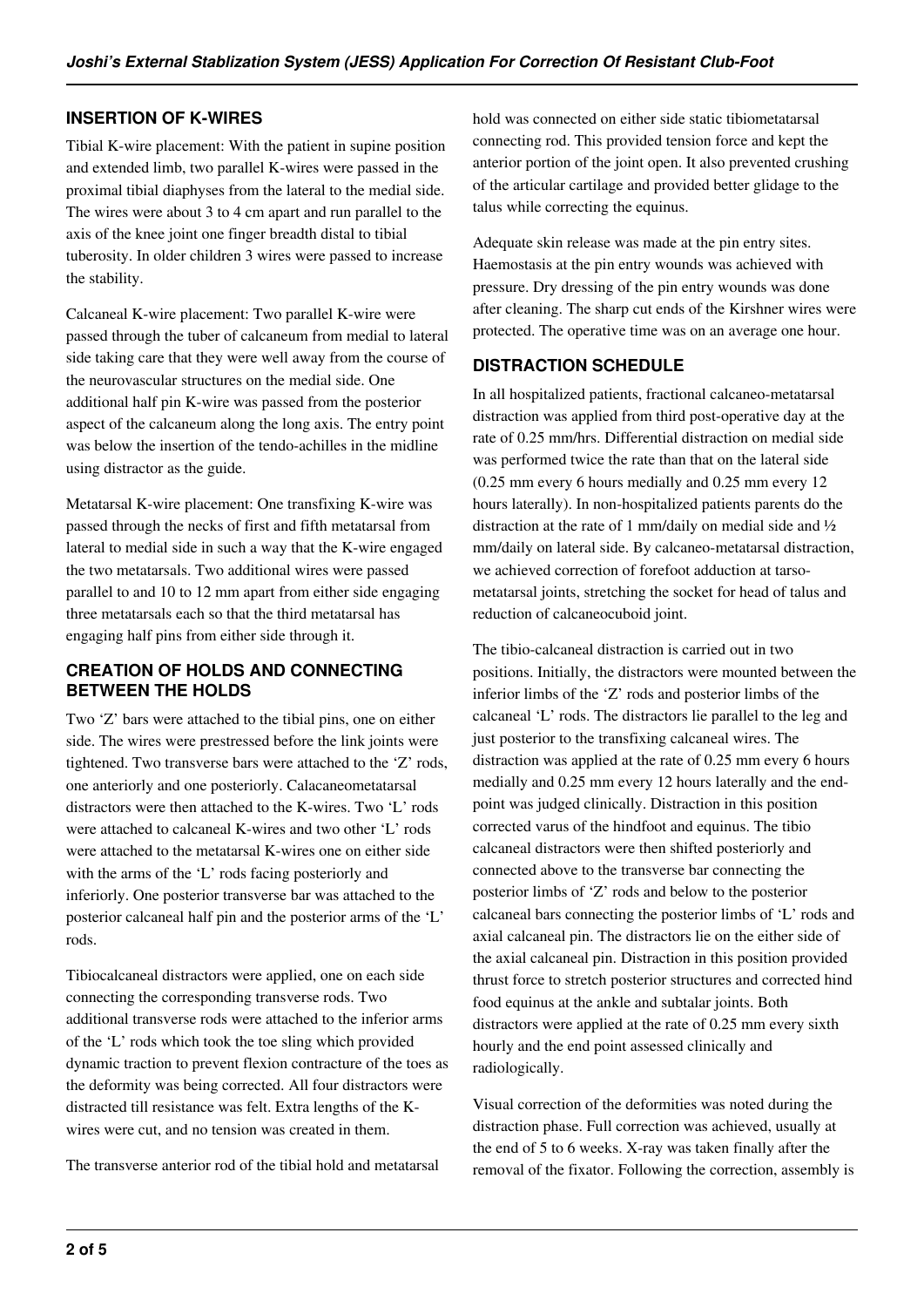## INSERTION OF K-WIRES

Tibial K-wire placement: With the patient in supine position and extended limb, two parallel K-wires were passed in the proximal tibial diaphyses from the lateral to the medial side. The wires were about 3 to 4 cm apart and run parallel to the axis of the knee joint one finger breadth distal to tibial tuberosity. In older children 3 wires were passed to increase the stability.

Calcaneal K-wire placement: Two parallel K-wire were passed through the tuber of calcaneum from medial to lateral side taking care that they were well away from the course of the neurovascular structures on the medial side. One additional half pin K-wire was passed from the posterior aspect of the calcaneum along the long axis. The entry point was below the insertion of the tendo-achilles in the midline using distractor as the guide.

Metatarsal K-wire placement: One transfixing K-wire was passed through the necks of first and fifth metatarsal from lateral to medial side in such a way that the K-wire engaged the two metatarsals. Two additional wires were passed parallel to and 10 to 12 mm apart from either side engaging three metatarsals each so that the third metatarsal has engaging half pins from either side through it.

## CREATION OF HOLDS AND CONNECTING BETWEEN THE HOLDS

Two 'Z' bars were attached to the tibial pins, one on either side. The wires were prestressed before the link joints were tightened. Two transverse bars were attached to the 'Z' rods, one anteriorly and one posteriorly. Calacaneometatarsal distractors were then attached to the K-wires. Two 'L' rods were attached to calcaneal K-wires and two other 'L' rods were attached to the metatarsal K-wires one on either side with the arms of the 'L' rods facing posteriorly and inferiorly. One posterior transverse bar was attached to the posterior calcaneal half pin and the posterior arms of the 'L' rods.

Tibiocalcaneal distractors were applied, one on each side connecting the corresponding transverse rods. Two additional transverse rods were attached to the inferior arms of the 'L' rods which took the toe sling which provided dynamic traction to prevent flexion contracture of the toes as the deformity was being corrected. All four distractors were distracted till resistance was felt. Extra lengths of the K-wires were cut, and no tension was created in them.

The transverse anterior rod of the tibial hold and metatarsal hold was connected on either side static tibiometatarsal connecting rod. This provided tension force and kept the anterior portion of the joint open. It also prevented crushing of the articular cartilage and provided better glidage to the talus while correcting the equinus.

Adequate skin release was made at the pin entry sites. Haemostasis at the pin entry wounds was achieved with pressure. Dry dressing of the pin entry wounds was done after cleaning. The sharp cut ends of the Kirshner wires were protected. The operative time was on an average one hour.

## DISTRACTION SCHEDULE

In all hospitalized patients, fractional calcaneo-metatarsal distraction was applied from third post-operative day at the rate of 0.25 mm/hrs. Differential distraction on medial side was performed twice the rate than that on the lateral side (0.25 mm every 6 hours medially and 0.25 mm every 12 hours laterally). In non-hospitalized patients parents do the distraction at the rate of 1 mm/daily on medial side and ½ mm/daily on lateral side. By calcaneo-metatarsal distraction, we achieved correction of forefoot adduction at tarso-metatarsal joints, stretching the socket for head of talus and reduction of calcaneocuboid joint.

The tibio-calcaneal distraction is carried out in two positions. Initially, the distractors were mounted between the inferior limbs of the 'Z' rods and posterior limbs of the calcaneal 'L' rods. The distractors lie parallel to the leg and just posterior to the transfixing calcaneal wires. The distraction was applied at the rate of 0.25 mm every 6 hours medially and 0.25 mm every 12 hours laterally and the end-point was judged clinically. Distraction in this position corrected varus of the hindfoot and equinus. The tibio calcaneal distractors were then shifted posteriorly and connected above to the transverse bar connecting the posterior limbs of 'Z' rods and below to the posterior calcaneal bars connecting the posterior limbs of 'L' rods and axial calcaneal pin. The distractors lie on the either side of the axial calcaneal pin. Distraction in this position provided thrust force to stretch posterior structures and corrected hind food equinus at the ankle and subtalar joints. Both distractors were applied at the rate of 0.25 mm every sixth hourly and the end point assessed clinically and radiologically.

Visual correction of the deformities was noted during the distraction phase. Full correction was achieved, usually at the end of 5 to 6 weeks. X-ray was taken finally after the removal of the fixator. Following the correction, assembly is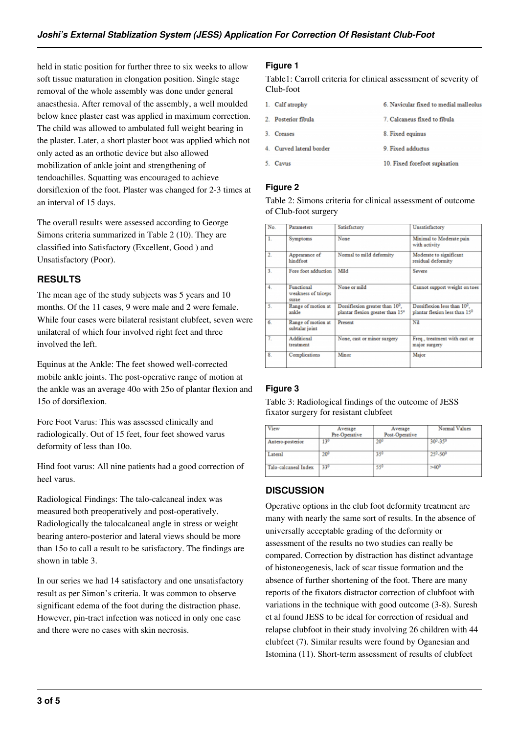held in static position for further three to six weeks to allow soft tissue maturation in elongation position. Single stage removal of the whole assembly was done under general anaesthesia. After removal of the assembly, a well moulded below knee plaster cast was applied in maximum correction. The child was allowed to ambulated full weight bearing in the plaster. Later, a short plaster boot was applied which not only acted as an orthotic device but also allowed mobilization of ankle joint and strengthening of tendoachilles. Squatting was encouraged to achieve dorsiflexion of the foot. Plaster was changed for 2-3 times at an interval of 15 days.

The overall results were assessed according to George Simons criteria summarized in Table 2 (10). They are classified into Satisfactory (Excellent, Good ) and Unsatisfactory (Poor).

## RESULTS

The mean age of the study subjects was 5 years and 10 months. Of the 11 cases, 9 were male and 2 were female. While four cases were bilateral resistant clubfeet, seven were unilateral of which four involved right feet and three involved the left.

Equinus at the Ankle: The feet showed well-corrected mobile ankle joints. The post-operative range of motion at the ankle was an average 40o with 25o of plantar flexion and 15o of dorsiflexion.

Fore Foot Varus: This was assessed clinically and radiologically. Out of 15 feet, four feet showed varus deformity of less than 10o.

Hind foot varus: All nine patients had a good correction of heel varus.

Radiological Findings: The talo-calcaneal index was measured both preoperatively and post-operatively. Radiologically the talocalcaneal angle in stress or weight bearing antero-posterior and lateral views should be more than 15o to call a result to be satisfactory. The findings are shown in table 3.

In our series we had 14 satisfactory and one unsatisfactory result as per Simon's criteria. It was common to observe significant edema of the foot during the distraction phase. However, pin-tract infection was noticed in only one case and there were no cases with skin necrosis.

### Figure 1

Table1: Carroll criteria for clinical assessment of severity of Club-foot

| | |
|---|---|
| 1. Calf atrophy | 6. Navicular fixed to medial malleolus |
| 2. Posterior fibula | 7. Calcaneus fixed to fibula |
| 3. Creases | 8. Fixed equinus |
| 4. Curved lateral border | 9. Fixed adductus |
| 5. Cavus | 10. Fixed forefoot supination |

### Figure 2

Table 2: Simons criteria for clinical assessment of outcome of Club-foot surgery

| No. | Parameters | Satisfactory | Unsatisfactory |
|---|---|---|---|
| 1. | Symptoms | None | Minimal to Moderate pain with activity |
| 2. | Appearance of hindfoot | Normal to mild deformity | Moderate to significant residual deformity |
| 3. | Fore foot adduction | Mild | Severe |
| 4. | Functional weakness of triceps surae | None or mild | Cannot support weight on toes |
| 5. | Range of motion at ankle | Dorsiflexion greater than $10^0$, plantar flexion greater than 15° | Dorsiflexion less than $10^0$, plantar flexion less than $15^0$ |
| 6. | Range of motion at subtalar joint | Present | Nil |
| 7. | Additional treatment | None, cast or minor surgery | Freq., treatment with cast or major surgery |
| 8. | Complications | Minor | Major |

### Figure 3

Table 3: Radiological findings of the outcome of JESS fixator surgery for resistant clubfeet

| View | Average Pre-Operative | Average Post-Operative | Normal Values |
|---|---|---|---|
| Antero-posterior | $13^0$ | $20^0$ | $30^0$-$35^0$ |
| Lateral | $20^0$ | $35^0$ | $25^0$-$50^0$ |
| Talo-calcaneal Index | $33^0$ | $55^0$ | $>40^0$ |

## DISCUSSION

Operative options in the club foot deformity treatment are many with nearly the same sort of results. In the absence of universally acceptable grading of the deformity or assessment of the results no two studies can really be compared. Correction by distraction has distinct advantage of histoneogenesis, lack of scar tissue formation and the absence of further shortening of the foot. There are many reports of the fixators distractor correction of clubfoot with variations in the technique with good outcome (3-8). Suresh et al found JESS to be ideal for correction of residual and relapse clubfoot in their study involving 26 children with 44 clubfeet (7). Similar results were found by Oganesian and Istomina (11). Short-term assessment of results of clubfeet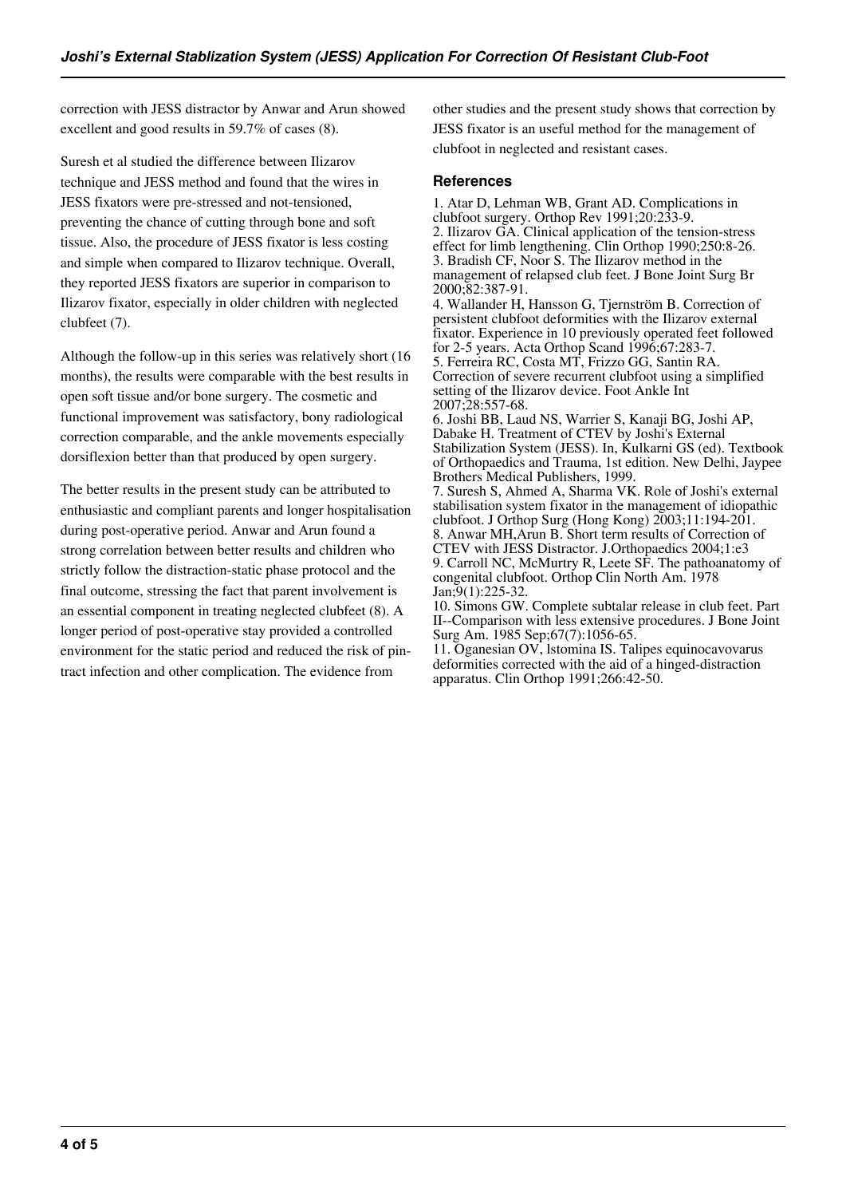correction with JESS distractor by Anwar and Arun showed excellent and good results in 59.7% of cases (8).

Suresh et al studied the difference between Ilizarov technique and JESS method and found that the wires in JESS fixators were pre-stressed and not-tensioned, preventing the chance of cutting through bone and soft tissue. Also, the procedure of JESS fixator is less costing and simple when compared to Ilizarov technique. Overall, they reported JESS fixators are superior in comparison to Ilizarov fixator, especially in older children with neglected clubfeet (7).

Although the follow-up in this series was relatively short (16 months), the results were comparable with the best results in open soft tissue and/or bone surgery. The cosmetic and functional improvement was satisfactory, bony radiological correction comparable, and the ankle movements especially dorsiflexion better than that produced by open surgery.

The better results in the present study can be attributed to enthusiastic and compliant parents and longer hospitalisation during post-operative period. Anwar and Arun found a strong correlation between better results and children who strictly follow the distraction-static phase protocol and the final outcome, stressing the fact that parent involvement is an essential component in treating neglected clubfeet (8). A longer period of post-operative stay provided a controlled environment for the static period and reduced the risk of pin-tract infection and other complication. The evidence from other studies and the present study shows that correction by JESS fixator is an useful method for the management of clubfoot in neglected and resistant cases.

## References

1. Atar D, Lehman WB, Grant AD. Complications in clubfoot surgery. Orthop Rev 1991;20:233-9.
2. Ilizarov GA. Clinical application of the tension-stress effect for limb lengthening. Clin Orthop 1990;250:8-26.
3. Bradish CF, Noor S. The Ilizarov method in the management of relapsed club feet. J Bone Joint Surg Br 2000;82:387-91.
4. Wallander H, Hansson G, Tjernström B. Correction of persistent clubfoot deformities with the Ilizarov external fixator. Experience in 10 previously operated feet followed for 2-5 years. Acta Orthop Scand 1996;67:283-7.
5. Ferreira RC, Costa MT, Frizzo GG, Santin RA. Correction of severe recurrent clubfoot using a simplified setting of the Ilizarov device. Foot Ankle Int 2007;28:557-68.
6. Joshi BB, Laud NS, Warrier S, Kanaji BG, Joshi AP, Dabake H. Treatment of CTEV by Joshi's External Stabilization System (JESS). In, Kulkarni GS (ed). Textbook of Orthopaedics and Trauma, 1st edition. New Delhi, Jaypee Brothers Medical Publishers, 1999.
7. Suresh S, Ahmed A, Sharma VK. Role of Joshi's external stabilisation system fixator in the management of idiopathic clubfoot. J Orthop Surg (Hong Kong) 2003;11:194-201.
8. Anwar MH,Arun B. Short term results of Correction of CTEV with JESS Distractor. J.Orthopaedics 2004;1:e3
9. Carroll NC, McMurtry R, Leete SF. The pathoanatomy of congenital clubfoot. Orthop Clin North Am. 1978 Jan;9(1):225-32.
10. Simons GW. Complete subtalar release in club feet. Part II--Comparison with less extensive procedures. J Bone Joint Surg Am. 1985 Sep;67(7):1056-65.
11. Oganesian OV, lstomina IS. Talipes equinocavovarus deformities corrected with the aid of a hinged-distraction apparatus. Clin Orthop 1991;266:42-50.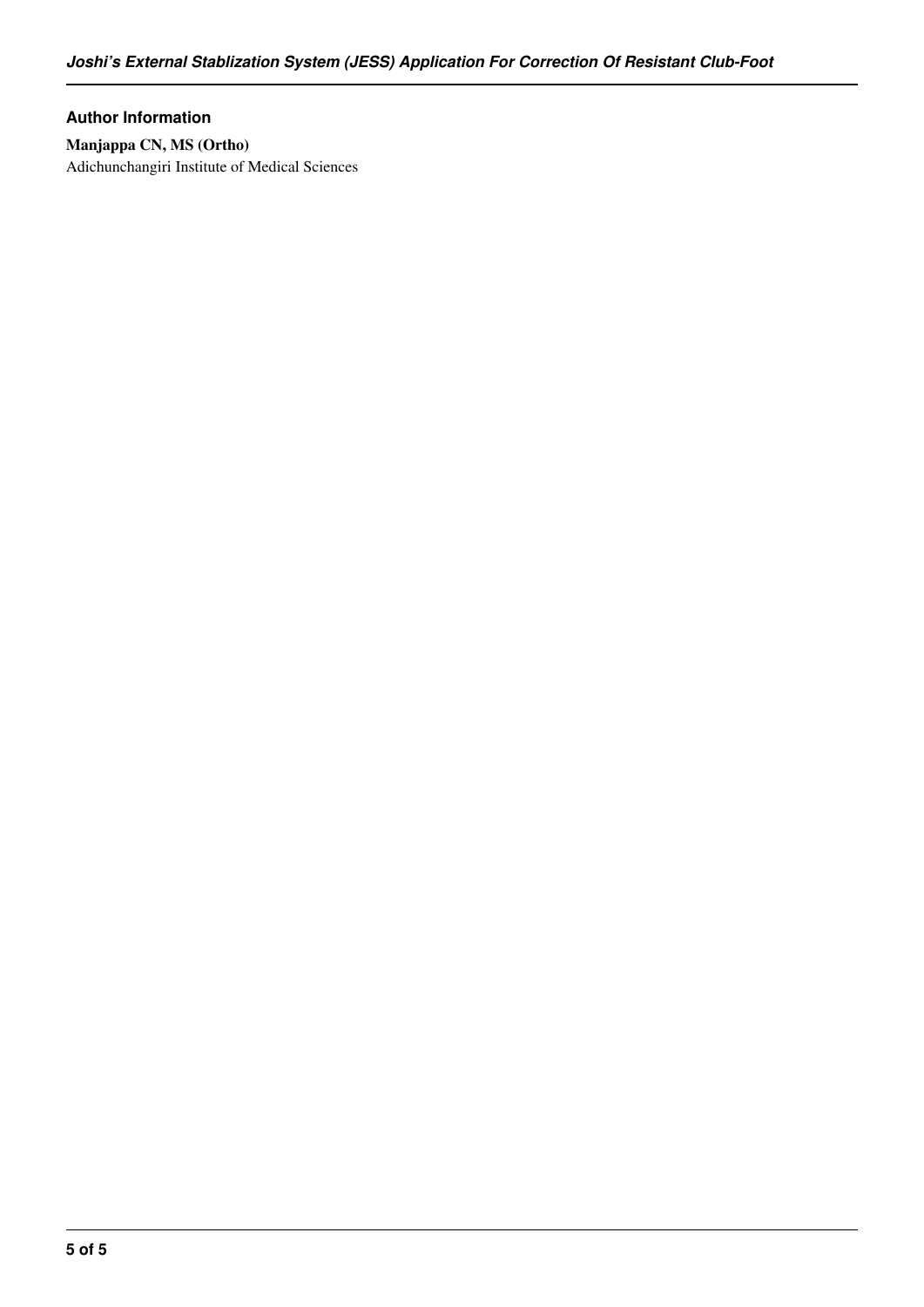### Author Information

**Manjappa CN, MS (Ortho)**
Adichunchangiri Institute of Medical Sciences